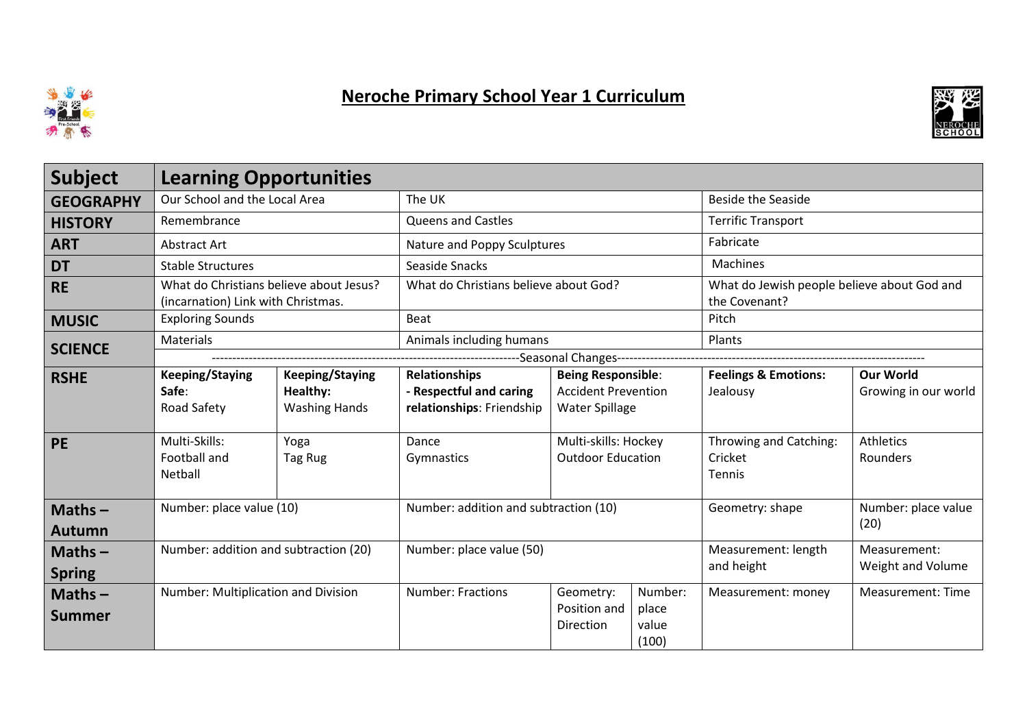# Neroche Primary School Year 1 Curriculum

| Subject | Learning Opportunities | | | | | | |
|---|---|---|---|---|---|---|---|
| **GEOGRAPHY** | Our School and the Local Area | | The UK | | | Beside the Seaside | |
| **HISTORY** | Remembrance | | Queens and Castles | | | Terrific Transport | |
| **ART** | Abstract Art | | Nature and Poppy Sculptures | | | Fabricate | |
| **DT** | Stable Structures | | Seaside Snacks | | | Machines | |
| **RE** | What do Christians believe about Jesus? (incarnation) Link with Christmas. | | What do Christians believe about God? | | | What do Jewish people believe about God and the Covenant? | |
| **MUSIC** | Exploring Sounds | | Beat | | | Pitch | |
| **SCIENCE** | Materials | | Animals including humans | | | Plants | |
| | -----Seasonal Changes----- | | | | | | |
| **RSHE** | **Keeping/Staying Safe**: Road Safety | **Keeping/Staying Healthy:** Washing Hands | **Relationships - Respectful and caring relationships**: Friendship | **Being Responsible**: Accident Prevention Water Spillage | | **Feelings & Emotions:** Jealousy | **Our World** Growing in our world |
| **PE** | Multi-Skills: Football and Netball | Yoga Tag Rug | Dance Gymnastics | Multi-skills: Hockey Outdoor Education | | Throwing and Catching: Cricket Tennis | Athletics Rounders |
| **Maths – Autumn** | Number: place value (10) | | Number: addition and subtraction (10) | | | Geometry: shape | Number: place value (20) |
| **Maths – Spring** | Number: addition and subtraction (20) | | Number: place value (50) | | | Measurement: length and height | Measurement: Weight and Volume |
| **Maths – Summer** | Number: Multiplication and Division | | Number: Fractions | Geometry: Position and Direction | Number: place value (100) | Measurement: money | Measurement: Time |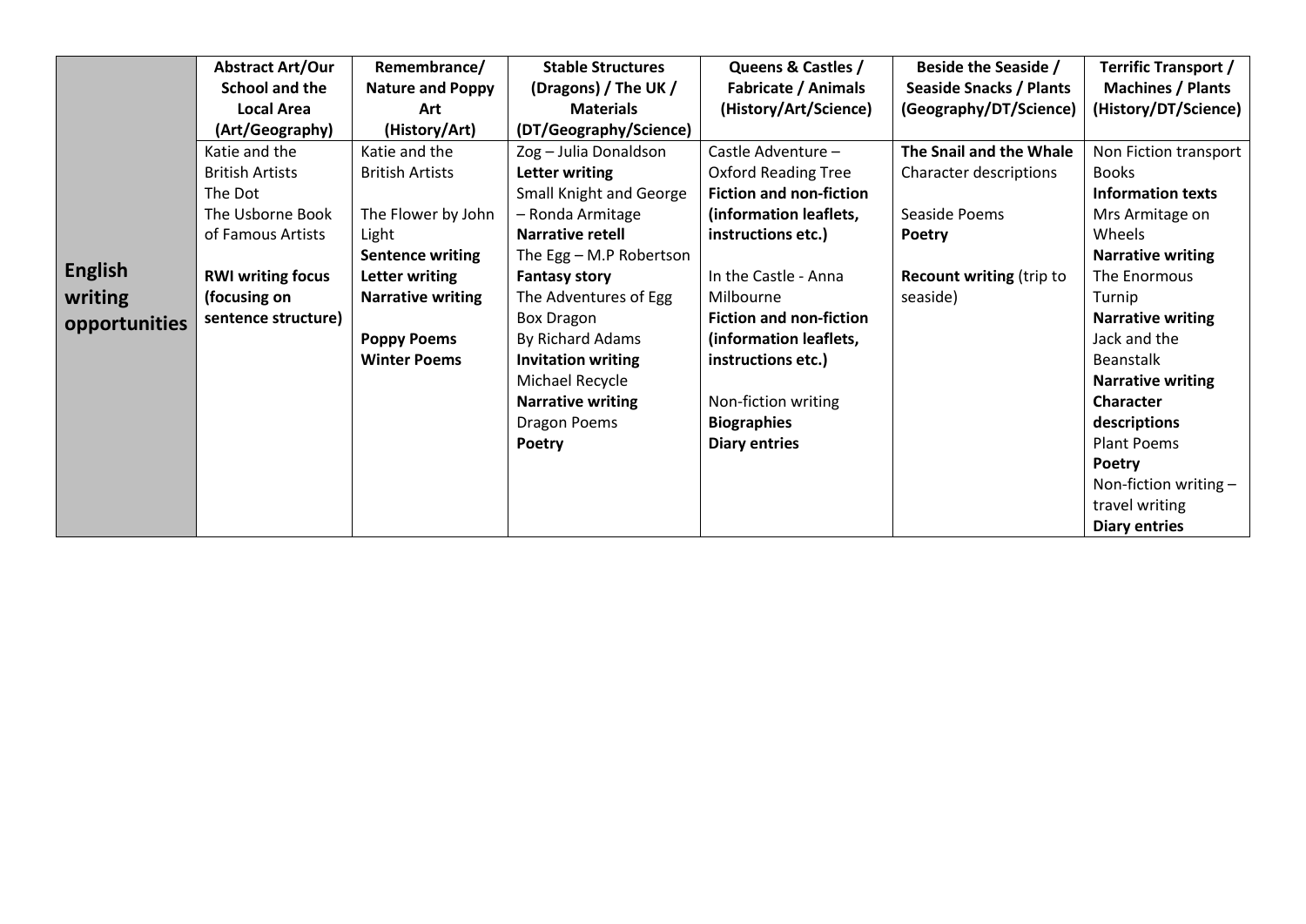| | **Abstract Art/Our School and the Local Area (Art/Geography)** | **Remembrance/ Nature and Poppy Art (History/Art)** | **Stable Structures (Dragons) / The UK / Materials (DT/Geography/Science)** | **Queens & Castles / Fabricate / Animals (History/Art/Science)** | **Beside the Seaside / Seaside Snacks / Plants (Geography/DT/Science)** | **Terrific Transport / Machines / Plants (History/DT/Science)** |
|---|---|---|---|---|---|---|
| **English writing opportunities** | Katie and the British Artists<br>The Dot<br>The Usborne Book of Famous Artists<br><br>**RWI writing focus (focusing on sentence structure)** | Katie and the British Artists<br><br>The Flower by John Light<br>**Sentence writing**<br>**Letter writing**<br>**Narrative writing**<br><br>**Poppy Poems**<br>**Winter Poems** | Zog – Julia Donaldson<br>**Letter writing**<br>Small Knight and George – Ronda Armitage<br>**Narrative retell**<br>The Egg – M.P Robertson<br>**Fantasy story**<br>The Adventures of Egg Box Dragon<br>By Richard Adams<br>**Invitation writing**<br>Michael Recycle<br>**Narrative writing**<br>Dragon Poems<br>**Poetry** | Castle Adventure – Oxford Reading Tree<br>**Fiction and non-fiction (information leaflets, instructions etc.)**<br><br>In the Castle - Anna Milbourne<br>**Fiction and non-fiction (information leaflets, instructions etc.)**<br><br>Non-fiction writing<br>**Biographies**<br>**Diary entries** | **The Snail and the Whale**<br>Character descriptions<br><br>Seaside Poems<br>**Poetry**<br><br>**Recount writing** (trip to seaside) | Non Fiction transport Books<br>**Information texts**<br>Mrs Armitage on Wheels<br>**Narrative writing**<br>The Enormous Turnip<br>**Narrative writing**<br>Jack and the Beanstalk<br>**Narrative writing**<br>**Character descriptions**<br>Plant Poems<br>**Poetry**<br>Non-fiction writing – travel writing<br>**Diary entries** |